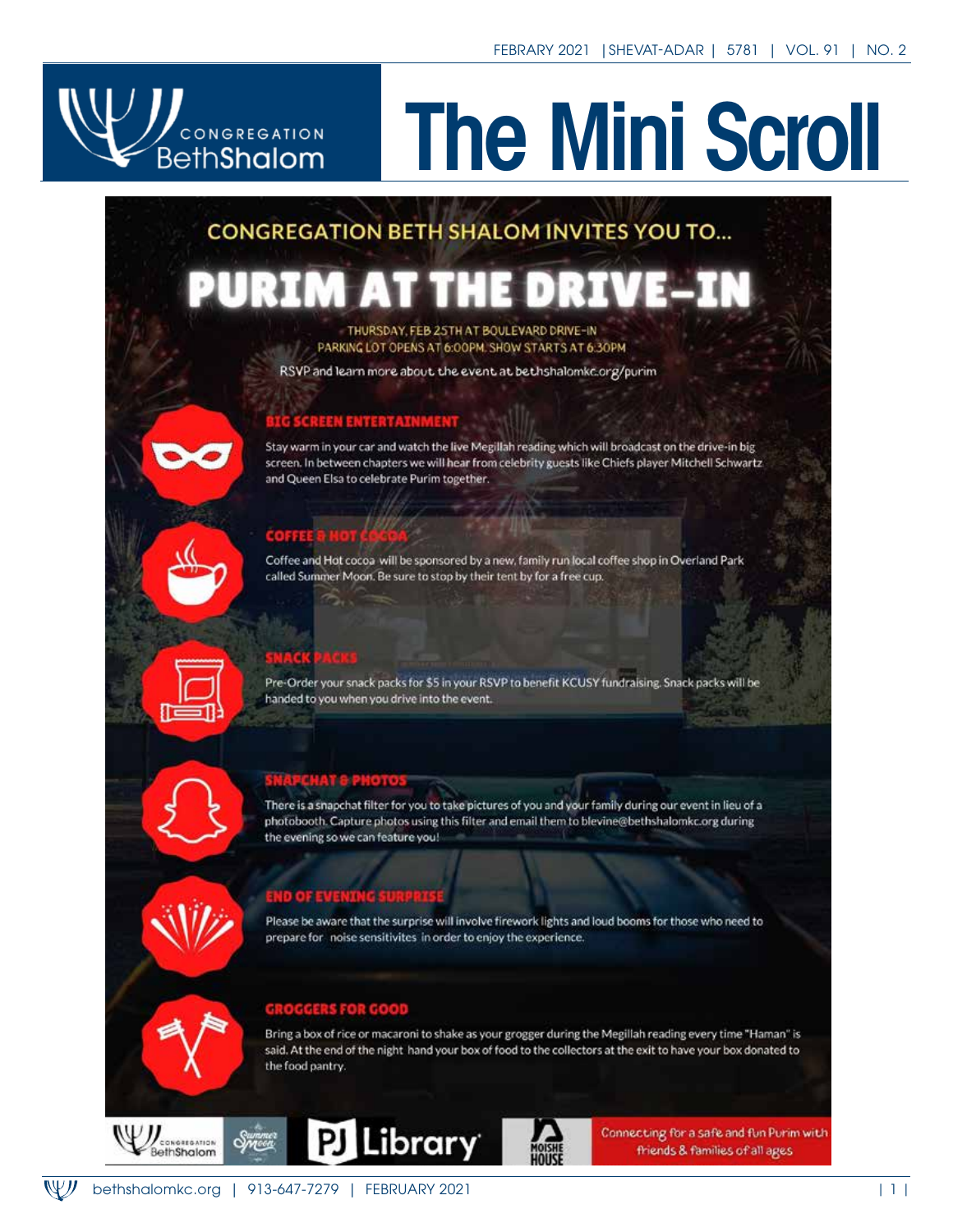FEBRARY 2021 | SHEVAT-ADAR | 5781 | VOL. 91 | NO. 2

# The Mini Scroll

CONGREGATION BethShalom

## CONGREGATION BETH SHALOM INVITES YOU TO...

# PURIM AT THE DRIVE-IN

THURSDAY, FEB 25TH AT BOULEVARD DRIVE-IN
PARKING LOT OPENS AT 6:00PM. SHOW STARTS AT 6:30PM

RSVP and learn more about the event at bethshalomkc.org/purim

### BIG SCREEN ENTERTAINMENT

Stay warm in your car and watch the live Megillah reading which will broadcast on the drive-in big screen. In between chapters we will hear from celebrity guests like Chiefs player Mitchell Schwartz and Queen Elsa to celebrate Purim together.

### COFFEE & HOT COCOA

Coffee and Hot cocoa will be sponsored by a new, family run local coffee shop in Overland Park called Summer Moon. Be sure to stop by their tent by for a free cup.

### SNACK PACKS

Pre-Order your snack packs for $5 in your RSVP to benefit KCUSY fundraising. Snack packs will be handed to you when you drive into the event.

### SNAPCHAT & PHOTOS

There is a snapchat filter for you to take pictures of you and your family during our event in lieu of a photobooth. Capture photos using this filter and email them to blevine@bethshalomkc.org during the evening so we can feature you!

### END OF EVENING SURPRISE

Please be aware that the surprise will involve firework lights and loud booms for those who need to prepare for noise sensitivites in order to enjoy the experience.

### GROGGERS FOR GOOD

Bring a box of rice or macaroni to shake as your grogger during the Megillah reading every time "Haman" is said. At the end of the night hand your box of food to the collectors at the exit to have your box donated to the food pantry.

Congregation BethShalom | Summer Moon | PJ Library | Moishe House

Connecting for a safe and fun Purim with friends & families of all ages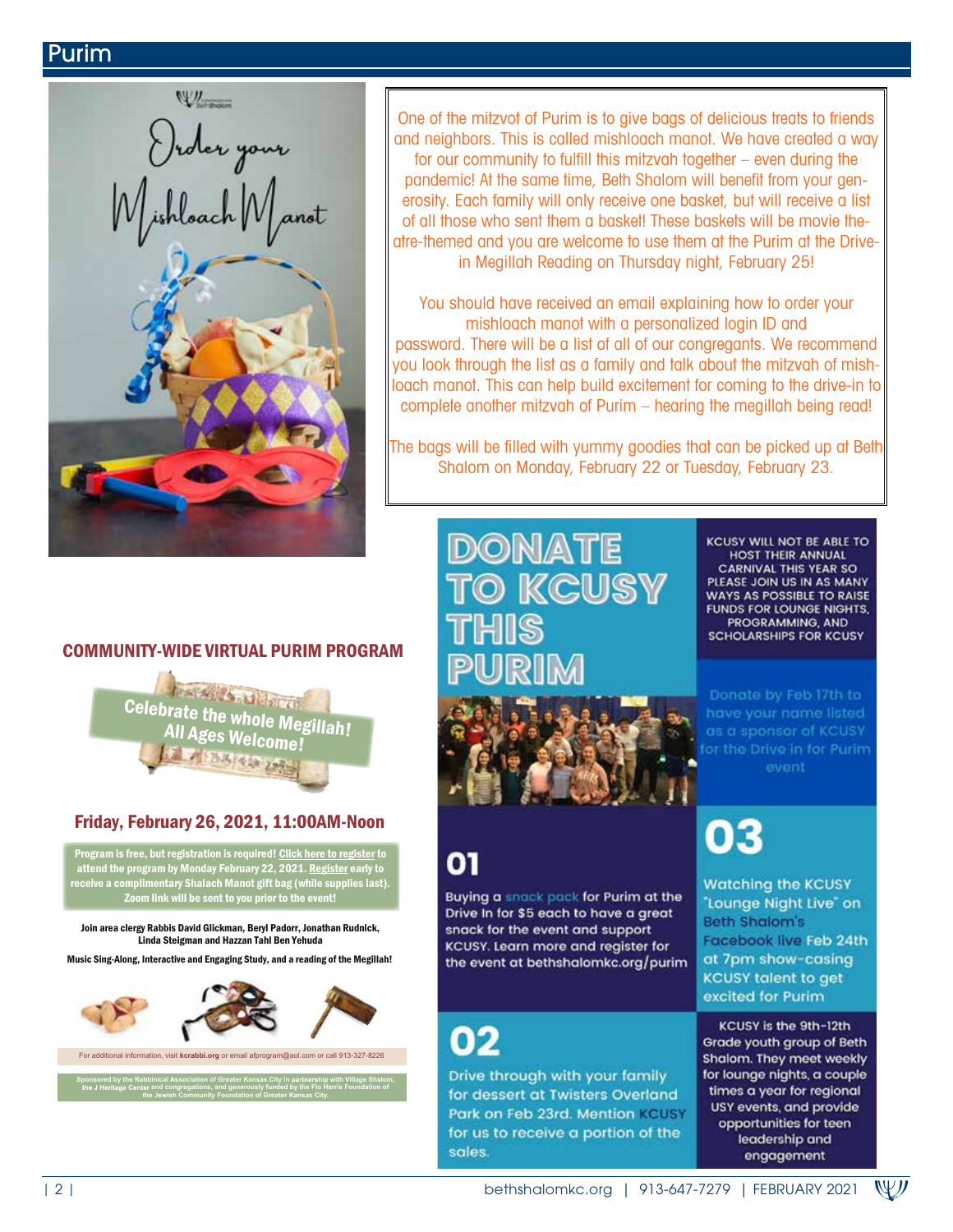# Purim

Order your Mishloach Manot

One of the mitzvot of Purim is to give bags of delicious treats to friends and neighbors. This is called mishloach manot. We have created a way for our community to fulfill this mitzvah together – even during the pandemic! At the same time, Beth Shalom will benefit from your generosity. Each family will only receive one basket, but will receive a list of all those who sent them a basket! These baskets will be movie theatre-themed and you are welcome to use them at the Purim at the Drive-in Megillah Reading on Thursday night, February 25!

You should have received an email explaining how to order your mishloach manot with a personalized login ID and password. There will be a list of all of our congregants. We recommend you look through the list as a family and talk about the mitzvah of mishloach manot. This can help build excitement for coming to the drive-in to complete another mitzvah of Purim – hearing the megillah being read!

The bags will be filled with yummy goodies that can be picked up at Beth Shalom on Monday, February 22 or Tuesday, February 23.

## COMMUNITY-WIDE VIRTUAL PURIM PROGRAM

**Celebrate the whole Megillah! All Ages Welcome!**

### Friday, February 26, 2021, 11:00AM-Noon

**Program is free, but registration is required! Click here to register to attend the program by Monday February 22, 2021. Register early to receive a complimentary Shalach Manot gift bag (while supplies last). Zoom link will be sent to you prior to the event!**

**Join area clergy Rabbis David Glickman, Beryl Padorr, Jonathan Rudnick, Linda Steigman and Hazzan Tahl Ben Yehuda**

**Music Sing-Along, Interactive and Engaging Study, and a reading of the Megillah!**

For additional information, visit **kcrabbi.org** or email afprogram@aol.com or call 913-327-8226

Sponsored by the Rabbinical Association of Greater Kansas City in partnership with Village Shalom, the J Heritage Center and congregations, and generously funded by the Flo Harris Foundation of the Jewish Community Foundation of Greater Kansas City.

## DONATE TO KCUSY THIS PURIM

KCUSY WILL NOT BE ABLE TO HOST THEIR ANNUAL CARNIVAL THIS YEAR SO PLEASE JOIN US IN AS MANY WAYS AS POSSIBLE TO RAISE FUNDS FOR LOUNGE NIGHTS, PROGRAMMING, AND SCHOLARSHIPS FOR KCUSY

Donate by Feb 17th to have your name listed as a sponsor of KCUSY for the Drive in for Purim event

**01**

Buying a snack pack for Purim at the Drive In for $5 each to have a great snack for the event and support KCUSY. Learn more and register for the event at bethshalomkc.org/purim

**02**

Drive through with your family for dessert at Twisters Overland Park on Feb 23rd. Mention KCUSY for us to receive a portion of the sales.

**03**

Watching the KCUSY "Lounge Night Live" on Beth Shalom's Facebook live Feb 24th at 7pm show-casing KCUSY talent to get excited for Purim

KCUSY is the 9th-12th Grade youth group of Beth Shalom. They meet weekly for lounge nights, a couple times a year for regional USY events, and provide opportunities for teen leadership and engagement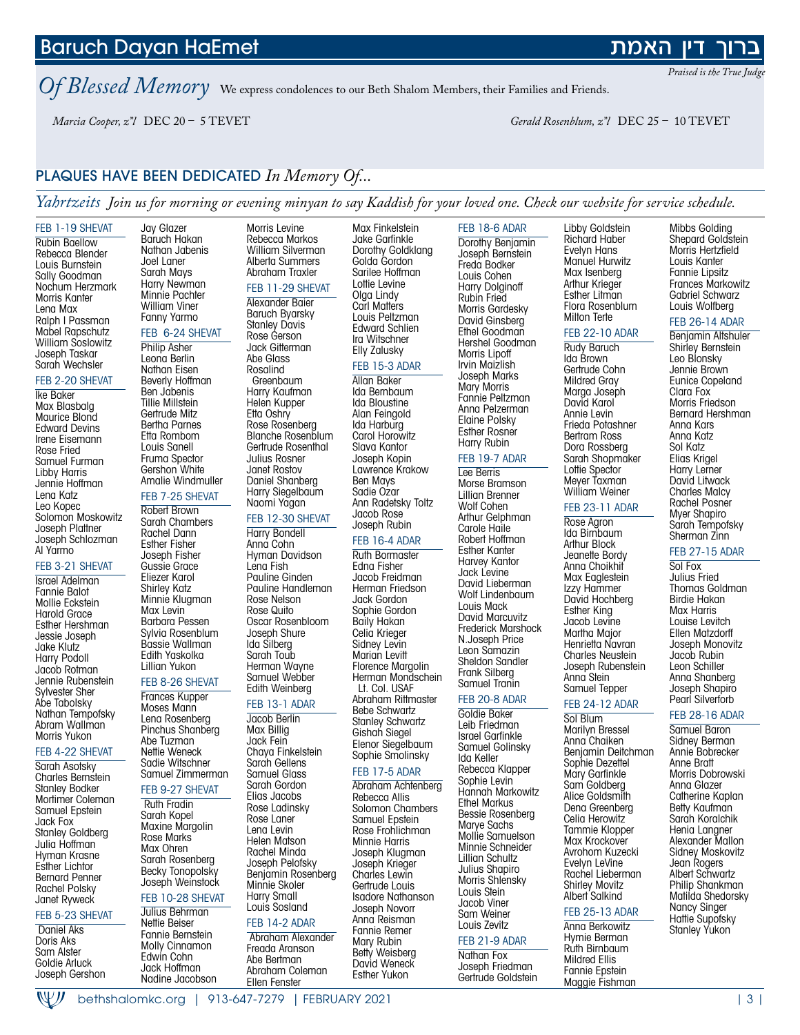# Baruch Dayan HaEmet

# ברוך דין האמת

*Praised is the True Judge*

## *Of Blessed Memory*

We express condolences to our Beth Shalom Members, their Families and Friends.

*Marcia Cooper, z"l* DEC 20 – 5 TEVET

*Gerald Rosenblum, z"l* DEC 25 – 10 TEVET

## PLAQUES HAVE BEEN DEDICATED *In Memory Of...*

*Yahrtzeits* *Join us for morning or evening minyan to say Kaddish for your loved one. Check our website for service schedule.*

### FEB 1-19 SHEVAT

Rubin Baellow
Rebecca Blender
Louis Burnstein
Sally Goodman
Nochum Herzmark
Morris Kanter
Lena Max
Ralph I Passman
Mabel Rapschutz
William Soslowitz
Joseph Taskar
Sarah Wechsler

### FEB 2-20 SHEVAT

Ike Baker
Max Blasbalg
Maurice Blond
Edward Devins
Irene Eisemann
Rose Fried
Samuel Furman
Libby Harris
Jennie Hoffman
Lena Katz
Leo Kopec
Solomon Moskowitz
Joseph Plattner
Joseph Schlozman
Al Yarmo

### FEB 3-21 SHEVAT

Israel Adelman
Fannie Balot
Mollie Eckstein
Harold Grace
Esther Hershman
Jessie Joseph
Jake Klutz
Harry Podoll
Jacob Rotman
Jennie Rubenstein
Sylvester Sher
Abe Tabolsky
Nathan Tempofsky
Abram Wallman
Morris Yukon

### FEB 4-22 SHEVAT

Sarah Asotsky
Charles Bernstein
Stanley Bodker
Mortimer Coleman
Samuel Epstein
Jack Fox
Stanley Goldberg
Julia Hoffman
Hyman Krasne
Esther Lichtor
Bernard Penner
Rachel Polsky
Janet Ryweck

### FEB 5-23 SHEVAT

Daniel Aks
Doris Aks
Sam Alster
Goldie Arluck
Joseph Gershon
Jay Glazer
Baruch Hakan
Nathan Jabenis
Joel Laner
Sarah Mays
Harry Newman
Minnie Pachter
William Viner
Fanny Yarmo

### FEB 6-24 SHEVAT

Philip Asher
Leona Berlin
Nathan Eisen
Beverly Hoffman
Ben Jabenis
Tillie Millstein
Gertrude Mitz
Bertha Parnes
Etta Rombom
Louis Sanell
Fruma Spector
Gershon White
Amalie Windmuller

### FEB 7-25 SHEVAT

Robert Brown
Sarah Chambers
Rachel Dann
Esther Fisher
Joseph Fisher
Gussie Grace
Eliezer Karol
Shirley Katz
Minnie Klugman
Max Levin
Barbara Pessen
Sylvia Rosenblum
Bassie Wallman
Edith Yaskolka
Lillian Yukon

### FEB 8-26 SHEVAT

Frances Kupper
Moses Mann
Lena Rosenberg
Pinchus Shanberg
Abe Tuzman
Nettie Weneck
Sadie Witschner
Samuel Zimmerman

### FEB 9-27 SHEVAT

Ruth Fradin
Sarah Kopel
Maxine Margolin
Rose Marks
Max Ohren
Sarah Rosenberg
Becky Tonopolsky
Joseph Weinstock

### FEB 10-28 SHEVAT

Julius Behrman
Nettie Beiser
Fannie Bernstein
Molly Cinnamon
Edwin Cohn
Jack Hoffman
Nadine Jacobson
Morris Levine
Rebecca Markos
William Silverman
Alberta Summers
Abraham Traxler

### FEB 11-29 SHEVAT

Alexander Baier
Baruch Byarsky
Stanley Davis
Rose Gerson
Jack Gitterman
Abe Glass
Rosalind Greenbaum
Harry Kaufman
Helen Kupper
Etta Oshry
Rose Rosenberg
Blanche Rosenblum
Gertrude Rosenthal
Julius Rosner
Janet Rostov
Daniel Shanberg
Harry Siegelbaum
Naomi Yagan

### FEB 12-30 SHEVAT

Harry Bondell
Anna Cohn
Hyman Davidson
Lena Fish
Pauline Ginden
Pauline Handleman
Rose Nelson
Rose Quito
Oscar Rosenbloom
Joseph Shure
Ida Silberg
Sarah Toub
Herman Wayne
Samuel Webber
Edith Weinberg

### FEB 13-1 ADAR

Jacob Berlin
Max Billig
Jack Fein
Chaya Finkelstein
Sarah Gellens
Samuel Glass
Sarah Gordon
Elias Jacobs
Rose Ladinsky
Rose Laner
Lena Levin
Helen Matson
Rachel Minda
Joseph Pelofsky
Benjamin Rosenberg
Minnie Skoler
Harry Small
Louis Sosland

### FEB 14-2 ADAR

Abraham Alexander
Freada Aranson
Abe Bertman
Abraham Coleman
Ellen Fenster
Max Finkelstein
Jake Garfinkle
Dorothy Goldklang
Golda Gordon
Sarilee Hoffman
Lottie Levine
Olga Lindy
Carl Matters
Louis Peltzman
Edward Schlien
Ira Witschner
Elly Zalusky

### FEB 15-3 ADAR

Allan Baker
Ida Bernbaum
Ida Bloustine
Alan Feingold
Ida Harburg
Carol Horowitz
Slava Kantor
Joseph Kopin
Lawrence Krakow
Ben Mays
Sadie Ozar
Ann Radetsky Toltz
Jacob Rose
Joseph Rubin

### FEB 16-4 ADAR

Ruth Bormaster
Edna Fisher
Jacob Freidman
Herman Friedson
Jack Gordon
Sophie Gordon
Baily Hakan
Celia Krieger
Sidney Levin
Marian Levitt
Florence Margolin
Herman Mondschein Lt. Col. USAF
Abraham Rittmaster
Bebe Schwartz
Stanley Schwartz
Gishah Siegel
Elenor Siegelbaum
Sophie Smolinsky

### FEB 17-5 ADAR

Abraham Achtenberg
Rebecca Allis
Solomon Chambers
Samuel Epstein
Rose Frohlichman
Minnie Harris
Joseph Klugman
Joseph Krieger
Charles Lewin
Gertrude Louis
Isadore Nathanson
Joseph Novorr
Anna Reisman
Fannie Remer
Mary Rubin
Betty Weisberg
David Weneck
Esther Yukon

### FEB 18-6 ADAR

Dorothy Benjamin
Joseph Bernstein
Freda Bodker
Louis Cohen
Harry Dolginoff
Rubin Fried
Morris Gardesky
David Ginsberg
Ethel Goodman
Hershel Goodman
Morris Lipoff
Irvin Maizlish
Joseph Marks
Mary Morris
Fannie Peltzman
Anna Pelzerman
Elaine Polsky
Esther Rosner
Harry Rubin

### FEB 19-7 ADAR

Lee Berris
Morse Bramson
Lillian Brenner
Wolf Cohen
Arthur Gelphman
Carole Haile
Robert Hoffman
Esther Kanter
Harvey Kantor
Jack Levine
David Lieberman
Wolf Lindenbaum
Louis Mack
David Marcuvitz
Frederick Marshock
N.Joseph Price
Leon Samazin
Sheldon Sandler
Frank Silberg
Samuel Tranin

### FEB 20-8 ADAR

Goldie Baker
Leib Friedman
Israel Garfinkle
Samuel Golinsky
Ida Keller
Rebecca Klapper
Sophie Levin
Hannah Markowitz
Ethel Markus
Bessie Rosenberg
Marye Sachs
Mollie Samuelson
Minnie Schneider
Lillian Schultz
Julius Shapiro
Morris Shlensky
Louis Stein
Jacob Viner
Sam Weiner
Louis Zevitz

### FEB 21-9 ADAR

Nathan Fox
Joseph Friedman
Gertrude Goldstein
Libby Goldstein
Richard Haber
Evelyn Hans
Manuel Hurwitz
Max Isenberg
Arthur Krieger
Esther Litman
Flora Rosenblum
Milton Terte

### FEB 22-10 ADAR

Rudy Baruch
Ida Brown
Gertrude Cohn
Mildred Gray
Marga Joseph
David Karol
Annie Levin
Frieda Potashner
Bertram Ross
Dora Rossberg
Sarah Shopmaker
Lottie Spector
Meyer Taxman
William Weiner

### FEB 23-11 ADAR

Rose Agron
Ida Birnbaum
Arthur Block
Jeanette Bordy
Anna Choikhit
Max Eaglestein
Izzy Hammer
David Hochberg
Esther King
Jacob Levine
Martha Major
Henrietta Navran
Charles Neustein
Joseph Rubenstein
Anna Stein
Samuel Tepper

### FEB 24-12 ADAR

Sol Blum
Marilyn Bressel
Anna Chaiken
Benjamin Deitchman
Sophie Dezettel
Mary Garfinkle
Sam Goldberg
Alice Goldsmith
Dena Greenberg
Celia Herowitz
Tammie Klopper
Max Krockover
Avrohom Kuzecki
Evelyn LeVine
Rachel Lieberman
Shirley Movitz
Albert Salkind

### FEB 25-13 ADAR

Anna Berkowitz
Hymie Berman
Ruth Birnbaum
Mildred Ellis
Fannie Epstein
Maggie Fishman
Mibbs Golding
Shepard Goldstein
Morris Hertzfield
Louis Kanter
Fannie Lipsitz
Frances Markowitz
Gabriel Schwarz
Louis Wolfberg

### FEB 26-14 ADAR

Benjamin Altshuler
Shirley Bernstein
Leo Blonsky
Jennie Brown
Eunice Copeland
Clara Fox
Morris Friedson
Bernard Hershman
Anna Kars
Anna Katz
Sol Katz
Elias Krigel
Harry Lerner
David Litwack
Charles Malcy
Rachel Posner
Myer Shapiro
Sarah Tempofsky
Sherman Zinn

### FEB 27-15 ADAR

Sol Fox
Julius Fried
Thomas Goldman
Birdie Hakan
Max Harris
Louise Levitch
Ellen Matzdorff
Joseph Monovitz
Jacob Rubin
Leon Schiller
Anna Shanberg
Joseph Shapiro
Pearl Silverforb

### FEB 28-16 ADAR

Samuel Baron
Sidney Berman
Annie Bobrecker
Anne Bratt
Morris Dobrowski
Anna Glazer
Catherine Kaplan
Betty Kaufman
Sarah Koralchik
Henia Langner
Alexander Mallon
Sidney Moskovitz
Jean Rogers
Albert Schwartz
Philip Shankman
Matilda Shedorsky
Nancy Singer
Hattie Supofsky
Stanley Yukon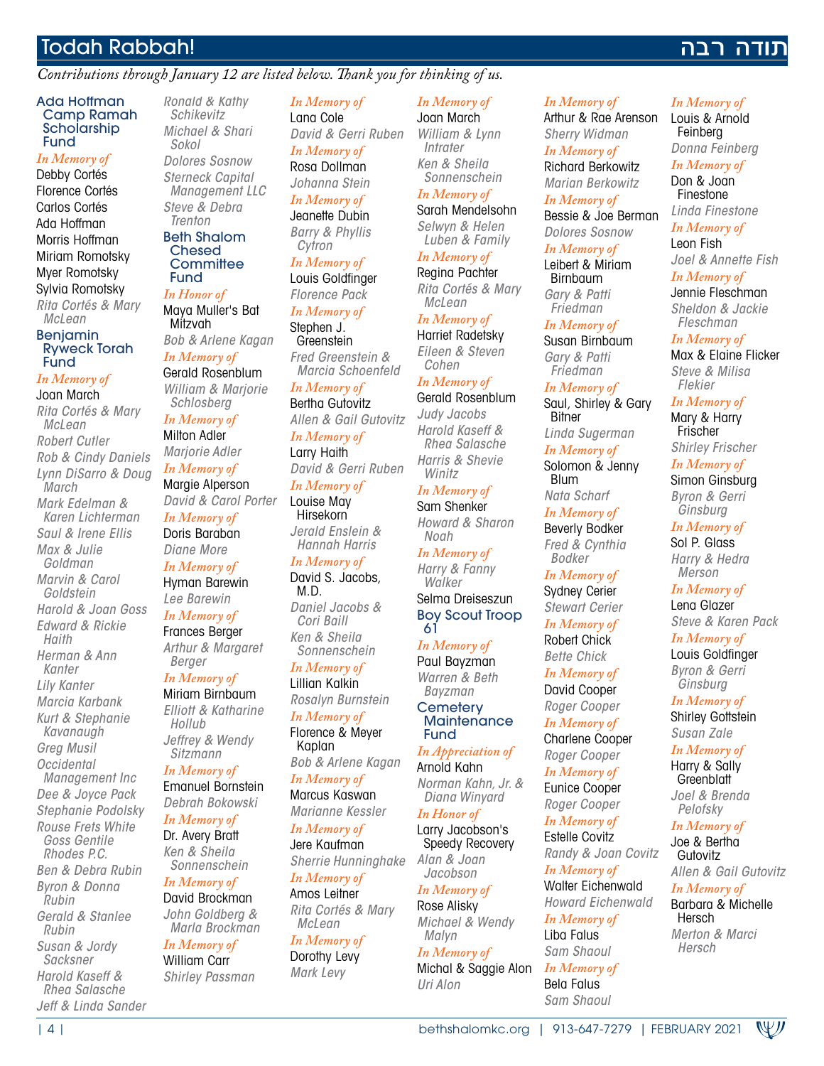# Todah Rabbah! תודה רבה

*Contributions through January 12 are listed below. Thank you for thinking of us.*

## Ada Hoffman Camp Ramah Scholarship Fund

*In Memory of*
Debby Cortés
Florence Cortés
Carlos Cortés
Ada Hoffman
Morris Hoffman
Miriam Romotsky
Myer Romotsky
Sylvia Romotsky
*Rita Cortés & Mary McLean*

## Benjamin Ryweck Torah Fund

*In Memory of*
Joan March
*Rita Cortés & Mary McLean*
*Robert Cutler*
*Rob & Cindy Daniels*
*Lynn DiSarro & Doug March*
*Mark Edelman & Karen Lichterman*
*Saul & Irene Ellis*
*Max & Julie Goldman*
*Marvin & Carol Goldstein*
*Harold & Joan Goss*
*Edward & Rickie Haith*
*Herman & Ann Kanter*
*Lily Kanter*
*Marcia Karbank*
*Kurt & Stephanie Kavanaugh*
*Greg Musil*
*Occidental Management Inc*
*Dee & Joyce Pack*
*Stephanie Podolsky*
*Rouse Frets White Goss Gentile Rhodes P.C.*
*Ben & Debra Rubin*
*Byron & Donna Rubin*
*Gerald & Stanlee Rubin*
*Susan & Jordy Sacksner*
*Harold Kaseff & Rhea Salasche*
*Jeff & Linda Sander*
*Ronald & Kathy Schikevitz*
*Michael & Shari Sokol*
*Dolores Sosnow*
*Sterneck Capital Management LLC*
*Steve & Debra Trenton*

## Beth Shalom Chesed Committee Fund

*In Honor of*
Maya Muller's Bat Mitzvah
*Bob & Arlene Kagan*

*In Memory of*
Gerald Rosenblum
*William & Marjorie Schlosberg*

*In Memory of*
Milton Adler
*Marjorie Adler*

*In Memory of*
Margie Alperson
*David & Carol Porter*

*In Memory of*
Doris Baraban
*Diane More*

*In Memory of*
Hyman Barewin
*Lee Barewin*

*In Memory of*
Frances Berger
*Arthur & Margaret Berger*

*In Memory of*
Miriam Birnbaum
*Elliott & Katharine Hollub*
*Jeffrey & Wendy Sitzmann*

*In Memory of*
Emanuel Bornstein
*Debrah Bokowski*

*In Memory of*
Dr. Avery Bratt
*Ken & Sheila Sonnenschein*

*In Memory of*
David Brockman
*John Goldberg & Marla Brockman*

*In Memory of*
William Carr
*Shirley Passman*

*In Memory of*
Lana Cole
*David & Gerri Ruben*

*In Memory of*
Rosa Dollman
*Johanna Stein*

*In Memory of*
Jeanette Dubin
*Barry & Phyllis Cytron*

*In Memory of*
Louis Goldfinger
*Florence Pack*

*In Memory of*
Stephen J. Greenstein
*Fred Greenstein & Marcia Schoenfeld*

*In Memory of*
Bertha Gutovitz
*Allen & Gail Gutovitz*

*In Memory of*
Larry Haith
*David & Gerri Ruben*

*In Memory of*
Louise May Hirsekorn
*Jerald Enslein & Hannah Harris*

*In Memory of*
David S. Jacobs, M.D.
*Daniel Jacobs & Cori Baill*
*Ken & Sheila Sonnenschein*

*In Memory of*
Lillian Kalkin
*Rosalyn Burnstein*

*In Memory of*
Florence & Meyer Kaplan
*Bob & Arlene Kagan*

*In Memory of*
Marcus Kaswan
*Marianne Kessler*

*In Memory of*
Jere Kaufman
*Sherrie Hunninghake*

*In Memory of*
Amos Leitner
*Rita Cortés & Mary McLean*

*In Memory of*
Dorothy Levy
*Mark Levy*

*In Memory of*
Joan March
*William & Lynn Intrater*
*Ken & Sheila Sonnenschein*

*In Memory of*
Sarah Mendelsohn
*Selwyn & Helen Luben & Family*

*In Memory of*
Regina Pachter
*Rita Cortés & Mary McLean*

*In Memory of*
Harriet Radetsky
*Eileen & Steven Cohen*

*In Memory of*
Gerald Rosenblum
*Judy Jacobs*
*Harold Kaseff & Rhea Salasche*
*Harris & Shevie Winitz*

*In Memory of*
Sam Shenker
*Howard & Sharon Noah*

*In Memory of*
*Harry & Fanny Walker*
Selma Dreiseszun

## Boy Scout Troop 61

*In Memory of*
Paul Bayzman
*Warren & Beth Bayzman*

## Cemetery Maintenance Fund

*In Appreciation of*
Arnold Kahn
*Norman Kahn, Jr. & Diana Winyard*

*In Honor of*
Larry Jacobson's Speedy Recovery
*Alan & Joan Jacobson*

*In Memory of*
Rose Alisky
*Michael & Wendy Malyn*

*In Memory of*
Michal & Saggie Alon
*Uri Alon*

*In Memory of*
Arthur & Rae Arenson
*Sherry Widman*

*In Memory of*
Richard Berkowitz
*Marian Berkowitz*

*In Memory of*
Bessie & Joe Berman
*Dolores Sosnow*

*In Memory of*
Leibert & Miriam Birnbaum
*Gary & Patti Friedman*

*In Memory of*
Susan Birnbaum
*Gary & Patti Friedman*

*In Memory of*
Saul, Shirley & Gary Bitner
*Linda Sugerman*

*In Memory of*
Solomon & Jenny Blum
*Nata Scharf*

*In Memory of*
Beverly Bodker
*Fred & Cynthia Bodker*

*In Memory of*
Sydney Cerier
*Stewart Cerier*

*In Memory of*
Robert Chick
*Bette Chick*

*In Memory of*
David Cooper
*Roger Cooper*

*In Memory of*
Charlene Cooper
*Roger Cooper*

*In Memory of*
Eunice Cooper
*Roger Cooper*

*In Memory of*
Estelle Covitz
*Randy & Joan Covitz*

*In Memory of*
Walter Eichenwald
*Howard Eichenwald*

*In Memory of*
Liba Falus
*Sam Shaoul*

*In Memory of*
Bela Falus
*Sam Shaoul*

*In Memory of*
Louis & Arnold Feinberg
*Donna Feinberg*

*In Memory of*
Don & Joan Finestone
*Linda Finestone*

*In Memory of*
Leon Fish
*Joel & Annette Fish*

*In Memory of*
Jennie Fleschman
*Sheldon & Jackie Fleschman*

*In Memory of*
Max & Elaine Flicker
*Steve & Milisa Flekier*

*In Memory of*
Mary & Harry Frischer
*Shirley Frischer*

*In Memory of*
Simon Ginsburg
*Byron & Gerri Ginsburg*

*In Memory of*
Sol P. Glass
*Harry & Hedra Merson*

*In Memory of*
Lena Glazer
*Steve & Karen Pack*

*In Memory of*
Louis Goldfinger
*Byron & Gerri Ginsburg*

*In Memory of*
Shirley Gottstein
*Susan Zale*

*In Memory of*
Harry & Sally Greenblatt
*Joel & Brenda Pelofsky*

*In Memory of*
Joe & Bertha Gutovitz
*Allen & Gail Gutovitz*

*In Memory of*
Barbara & Michelle Hersch
*Merton & Marci Hersch*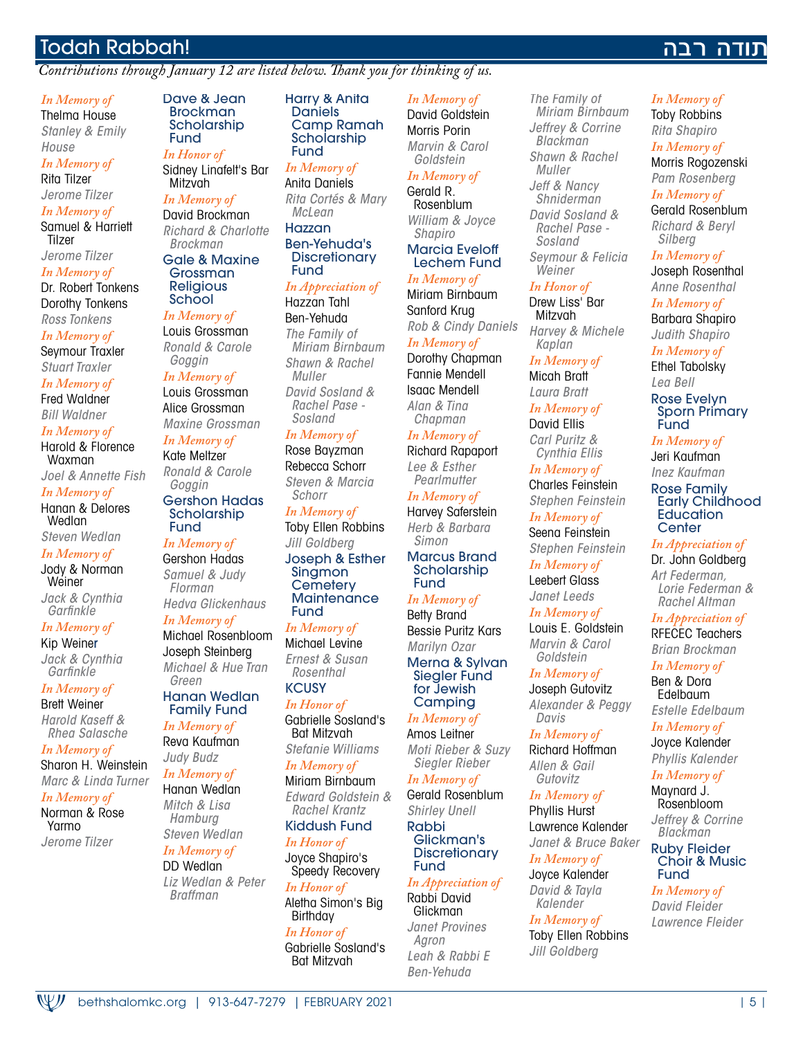## Todah Rabbah! תודה רבה

*Contributions through January 12 are listed below. Thank you for thinking of us.*

*In Memory of*
Thelma House
*Stanley & Emily House*

*In Memory of*
Rita Tilzer
*Jerome Tilzer*

*In Memory of*
Samuel & Harriett Tilzer
*Jerome Tilzer*

*In Memory of*
Dr. Robert Tonkens
Dorothy Tonkens
*Ross Tonkens*

*In Memory of*
Seymour Traxler
*Stuart Traxler*

*In Memory of*
Fred Waldner
*Bill Waldner*

*In Memory of*
Harold & Florence Waxman
*Joel & Annette Fish*

*In Memory of*
Hanan & Delores Wedlan
*Steven Wedlan*

*In Memory of*
Jody & Norman Weiner
*Jack & Cynthia Garfinkle*

*In Memory of*
Kip Weiner
*Jack & Cynthia Garfinkle*

*In Memory of*
Brett Weiner
*Harold Kaseff & Rhea Salasche*

*In Memory of*
Sharon H. Weinstein
*Marc & Linda Turner*

*In Memory of*
Norman & Rose Yarmo
*Jerome Tilzer*

### Dave & Jean Brockman Scholarship Fund

*In Honor of*
Sidney Linafelt's Bar Mitzvah

*In Memory of*
David Brockman
*Richard & Charlotte Brockman*

### Gale & Maxine Grossman Religious School

*In Memory of*
Louis Grossman
*Ronald & Carole Goggin*

*In Memory of*
Louis Grossman
Alice Grossman
*Maxine Grossman*

*In Memory of*
Kate Meltzer
*Ronald & Carole Goggin*

### Gershon Hadas Scholarship Fund

*In Memory of*
Gershon Hadas
*Samuel & Judy Florman*
*Hedva Glickenhaus*

*In Memory of*
Michael Rosenbloom
Joseph Steinberg
*Michael & Hue Tran Green*

### Hanan Wedlan Family Fund

*In Memory of*
Reva Kaufman
*Judy Budz*

*In Memory of*
Hanan Wedlan
*Mitch & Lisa Hamburg*
*Steven Wedlan*

*In Memory of*
DD Wedlan
*Liz Wedlan & Peter Braffman*

### Harry & Anita Daniels Camp Ramah Scholarship Fund

*In Memory of*
Anita Daniels
*Rita Cortés & Mary McLean*

### Hazzan Ben-Yehuda's Discretionary Fund

*In Appreciation of*
Hazzan Tahl Ben-Yehuda
*The Family of Miriam Birnbaum*
*Shawn & Rachel Muller*
*David Sosland & Rachel Pase - Sosland*

*In Memory of*
Rose Bayzman
Rebecca Schorr
*Steven & Marcia Schorr*

*In Memory of*
Toby Ellen Robbins
*Jill Goldberg*

### Joseph & Esther Singmon Cemetery Maintenance Fund

*In Memory of*
Michael Levine
*Ernest & Susan Rosenthal*

### KCUSY

*In Honor of*
Gabrielle Sosland's Bat Mitzvah
*Stefanie Williams*

*In Memory of*
Miriam Birnbaum
*Edward Goldstein & Rachel Krantz*

### Kiddush Fund

*In Honor of*
Joyce Shapiro's Speedy Recovery

*In Honor of*
Aletha Simon's Big Birthday

*In Honor of*
Gabrielle Sosland's Bat Mitzvah

*In Memory of*
David Goldstein
Morris Porin
*Marvin & Carol Goldstein*

*In Memory of*
Gerald R. Rosenblum
*William & Joyce Shapiro*

### Marcia Eveloff Lechem Fund

*In Memory of*
Miriam Birnbaum
Sanford Krug
*Rob & Cindy Daniels*

*In Memory of*
Dorothy Chapman
Fannie Mendell
Isaac Mendell
*Alan & Tina Chapman*

*In Memory of*
Richard Rapaport
*Lee & Esther Pearlmutter*

*In Memory of*
Harvey Saferstein
*Herb & Barbara Simon*

### Marcus Brand Scholarship Fund

*In Memory of*
Betty Brand
Bessie Puritz Kars
*Marilyn Ozar*

### Merna & Sylvan Siegler Fund for Jewish Camping

*In Memory of*
Amos Leitner
*Moti Rieber & Suzy Siegler Rieber*

*In Memory of*
Gerald Rosenblum
*Shirley Unell*

### Rabbi Glickman's Discretionary Fund

*In Appreciation of*
Rabbi David Glickman
*Janet Provines Agron*
*Leah & Rabbi E Ben-Yehuda*
*The Family of Miriam Birnbaum*
*Jeffrey & Corrine Blackman*
*Shawn & Rachel Muller*
*Jeff & Nancy Shniderman*
*David Sosland & Rachel Pase - Sosland*
*Seymour & Felicia Weiner*

*In Honor of*
Drew Liss' Bar Mitzvah
*Harvey & Michele Kaplan*

*In Memory of*
Micah Bratt
*Laura Bratt*

*In Memory of*
David Ellis
*Carl Puritz & Cynthia Ellis*

*In Memory of*
Charles Feinstein
*Stephen Feinstein*

*In Memory of*
Seena Feinstein
*Stephen Feinstein*

*In Memory of*
Leebert Glass
*Janet Leeds*

*In Memory of*
Louis E. Goldstein
*Marvin & Carol Goldstein*

*In Memory of*
Joseph Gutovitz
*Alexander & Peggy Davis*

*In Memory of*
Richard Hoffman
*Allen & Gail Gutovitz*

*In Memory of*
Phyllis Hurst
Lawrence Kalender
*Janet & Bruce Baker*

*In Memory of*
Joyce Kalender
*David & Tayla Kalender*

*In Memory of*
Toby Ellen Robbins
*Jill Goldberg*

*In Memory of*
Toby Robbins
*Rita Shapiro*

*In Memory of*
Morris Rogozenski
*Pam Rosenberg*

*In Memory of*
Gerald Rosenblum
*Richard & Beryl Silberg*

*In Memory of*
Joseph Rosenthal
*Anne Rosenthal*

*In Memory of*
Barbara Shapiro
*Judith Shapiro*

*In Memory of*
Ethel Tabolsky
*Lea Bell*

### Rose Evelyn Sporn Primary Fund

*In Memory of*
Jeri Kaufman
*Inez Kaufman*

### Rose Family Early Childhood Education Center

*In Appreciation of*
Dr. John Goldberg
*Art Federman, Lorie Federman & Rachel Altman*

*In Appreciation of*
RFECEC Teachers
*Brian Brockman*

*In Memory of*
Ben & Dora Edelbaum
*Estelle Edelbaum*

*In Memory of*
Joyce Kalender
*Phyllis Kalender*

*In Memory of*
Maynard J. Rosenbloom
*Jeffrey & Corrine Blackman*

### Ruby Fleider Choir & Music Fund

*In Memory of*
*David Fleider*
*Lawrence Fleider*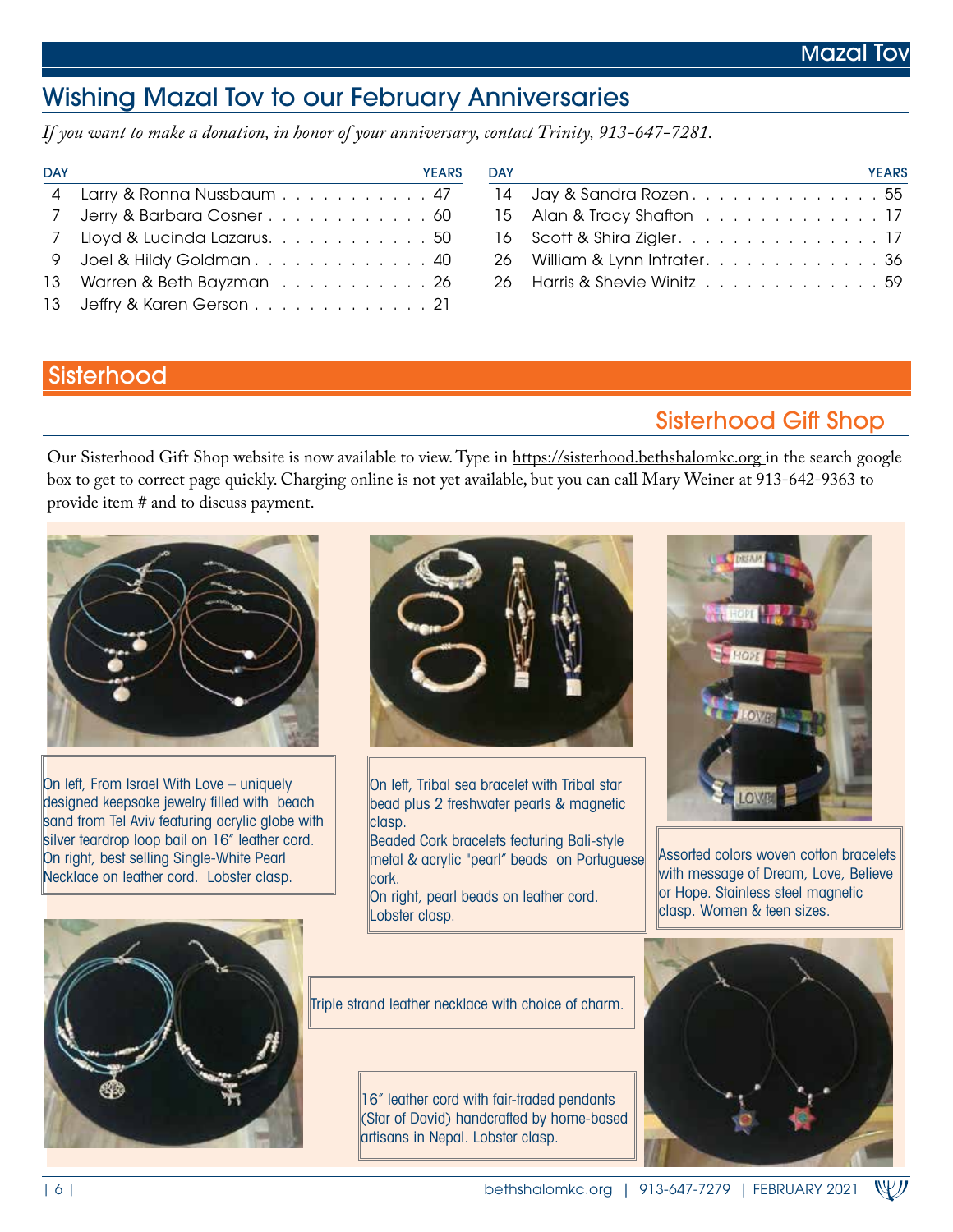## Wishing Mazal Tov to our February Anniversaries

*If you want to make a donation, in honor of your anniversary, contact Trinity, 913-647-7281.*

| DAY | | YEARS |
|---|---|---|
| 4 | Larry & Ronna Nussbaum | 47 |
| 7 | Jerry & Barbara Cosner | 60 |
| 7 | Lloyd & Lucinda Lazarus | 50 |
| 9 | Joel & Hildy Goldman | 40 |
| 13 | Warren & Beth Bayzman | 26 |
| 13 | Jeffry & Karen Gerson | 21 |
| 14 | Jay & Sandra Rozen | 55 |
| 15 | Alan & Tracy Shafton | 17 |
| 16 | Scott & Shira Zigler | 17 |
| 26 | William & Lynn Intrater | 36 |
| 26 | Harris & Shevie Winitz | 59 |

# Sisterhood

## Sisterhood Gift Shop

Our Sisterhood Gift Shop website is now available to view. Type in https://sisterhood.bethshalomkc.org in the search google box to get to correct page quickly. Charging online is not yet available, but you can call Mary Weiner at 913-642-9363 to provide item # and to discuss payment.

On left, From Israel With Love – uniquely designed keepsake jewelry filled with beach sand from Tel Aviv featuring acrylic globe with silver teardrop loop bail on 16″ leather cord. On right, best selling Single-White Pearl Necklace on leather cord. Lobster clasp.

On left, Tribal sea bracelet with Tribal star bead plus 2 freshwater pearls & magnetic clasp.
Beaded Cork bracelets featuring Bali-style metal & acrylic "pearl" beads on Portuguese cork.
On right, pearl beads on leather cord. Lobster clasp.

Assorted colors woven cotton bracelets with message of Dream, Love, Believe or Hope. Stainless steel magnetic clasp. Women & teen sizes.

Triple strand leather necklace with choice of charm.

16″ leather cord with fair-traded pendants (Star of David) handcrafted by home-based artisans in Nepal. Lobster clasp.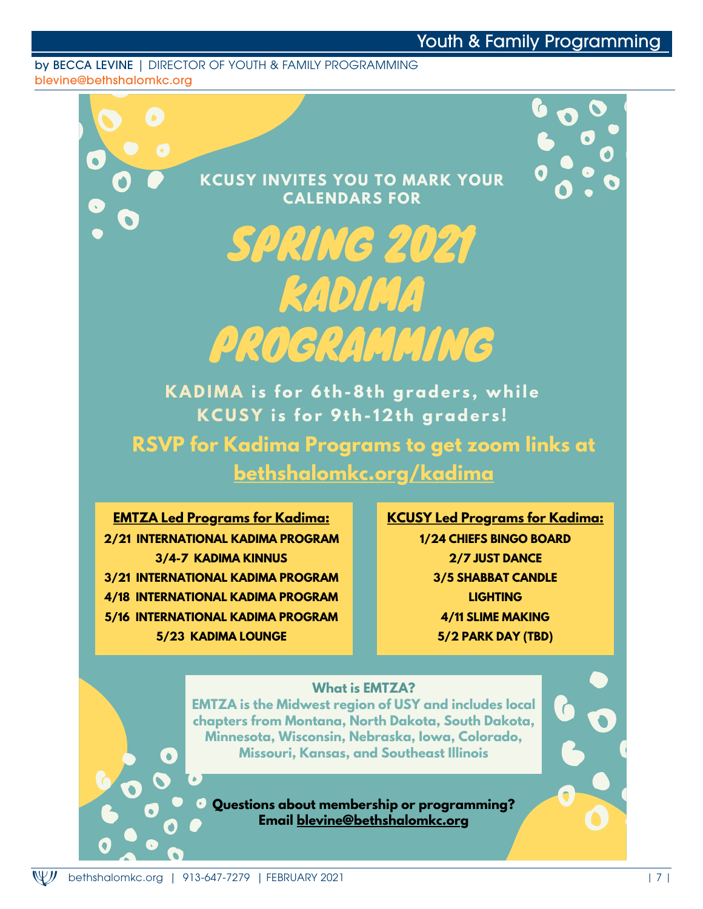# Youth & Family Programming

by BECCA LEVINE | DIRECTOR OF YOUTH & FAMILY PROGRAMMING
blevine@bethshalomkc.org

**KCUSY INVITES YOU TO MARK YOUR CALENDARS FOR**

## SPRING 2021 KADIMA PROGRAMMING

**KADIMA is for 6th-8th graders, while KCUSY is for 9th-12th graders!**

**RSVP for Kadima Programs to get zoom links at bethshalomkc.org/kadima**

**EMTZA Led Programs for Kadima:**

- 2/21 INTERNATIONAL KADIMA PROGRAM
- 3/4-7 KADIMA KINNUS
- 3/21 INTERNATIONAL KADIMA PROGRAM
- 4/18 INTERNATIONAL KADIMA PROGRAM
- 5/16 INTERNATIONAL KADIMA PROGRAM
- 5/23 KADIMA LOUNGE

**KCUSY Led Programs for Kadima:**

- 1/24 CHIEFS BINGO BOARD
- 2/7 JUST DANCE
- 3/5 SHABBAT CANDLE LIGHTING
- 4/11 SLIME MAKING
- 5/2 PARK DAY (TBD)

**What is EMTZA?**

EMTZA is the Midwest region of USY and includes local chapters from Montana, North Dakota, South Dakota, Minnesota, Wisconsin, Nebraska, Iowa, Colorado, Missouri, Kansas, and Southeast Illinois

**Questions about membership or programming? Email blevine@bethshalomkc.org**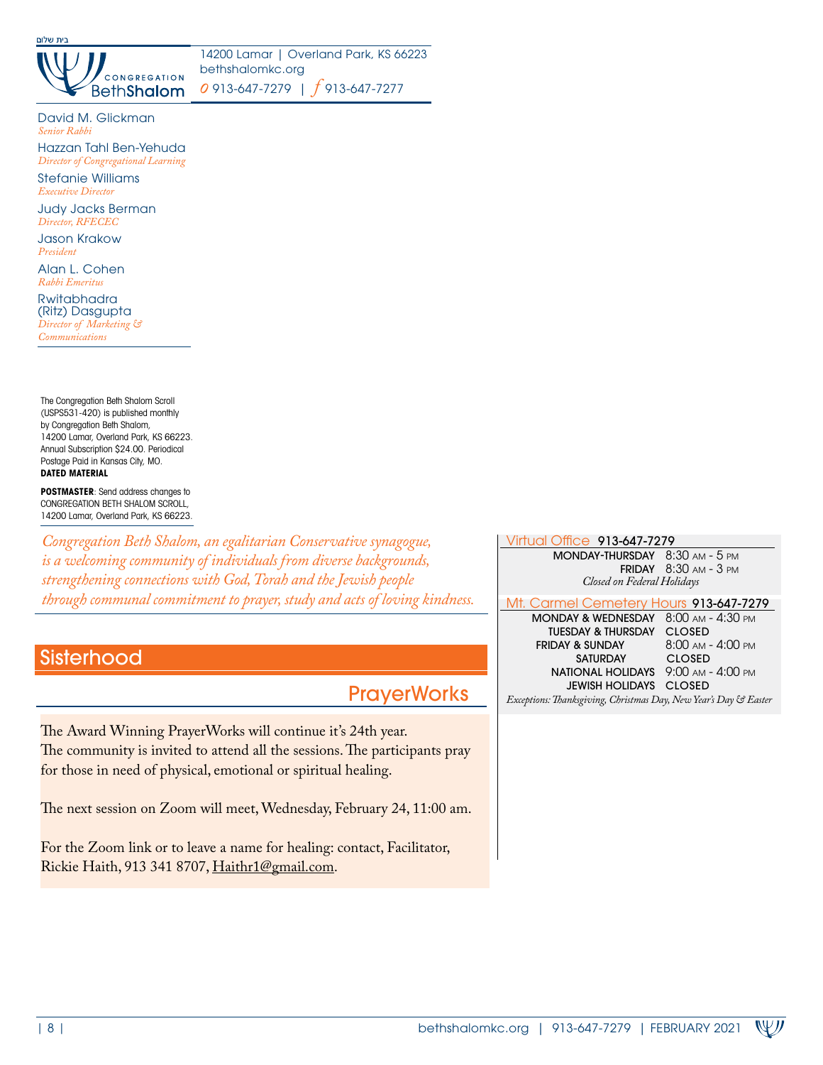בית שלום

CONGREGATION **BethShalom**

14200 Lamar | Overland Park, KS 66223
bethshalomkc.org
*o* 913-647-7279 | *f* 913-647-7277

David M. Glickman
*Senior Rabbi*

Hazzan Tahl Ben-Yehuda
*Director of Congregational Learning*

Stefanie Williams
*Executive Director*

Judy Jacks Berman
*Director, RFECEC*

Jason Krakow
*President*

Alan L. Cohen
*Rabbi Emeritus*

Rwitabhadra (Ritz) Dasgupta
*Director of Marketing & Communications*

The Congregation Beth Shalom Scroll (USPS531-420) is published monthly by Congregation Beth Shalom, 14200 Lamar, Overland Park, KS 66223. Annual Subscription $24.00. Periodical Postage Paid in Kansas City, MO.
**DATED MATERIAL**

**POSTMASTER**: Send address changes to CONGREGATION BETH SHALOM SCROLL, 14200 Lamar, Overland Park, KS 66223.

*Congregation Beth Shalom, an egalitarian Conservative synagogue, is a welcoming community of individuals from diverse backgrounds, strengthening connections with God, Torah and the Jewish people through communal commitment to prayer, study and acts of loving kindness.*

## Sisterhood

### PrayerWorks

The Award Winning PrayerWorks will continue it's 24th year. The community is invited to attend all the sessions. The participants pray for those in need of physical, emotional or spiritual healing.

The next session on Zoom will meet, Wednesday, February 24, 11:00 am.

For the Zoom link or to leave a name for healing: contact, Facilitator, Rickie Haith, 913 341 8707, Haithr1@gmail.com.

**Virtual Office** 913-647-7279

| | |
|---|---|
| MONDAY-THURSDAY | 8:30 AM - 5 PM |
| FRIDAY | 8:30 AM - 3 PM |

*Closed on Federal Holidays*

**Mt. Carmel Cemetery Hours** 913-647-7279

| | |
|---|---|
| MONDAY & WEDNESDAY | 8:00 AM - 4:30 PM |
| TUESDAY & THURSDAY | CLOSED |
| FRIDAY & SUNDAY | 8:00 AM - 4:00 PM |
| SATURDAY | CLOSED |
| NATIONAL HOLIDAYS | 9:00 AM - 4:00 PM |
| JEWISH HOLIDAYS | CLOSED |

*Exceptions: Thanksgiving, Christmas Day, New Year's Day & Easter*